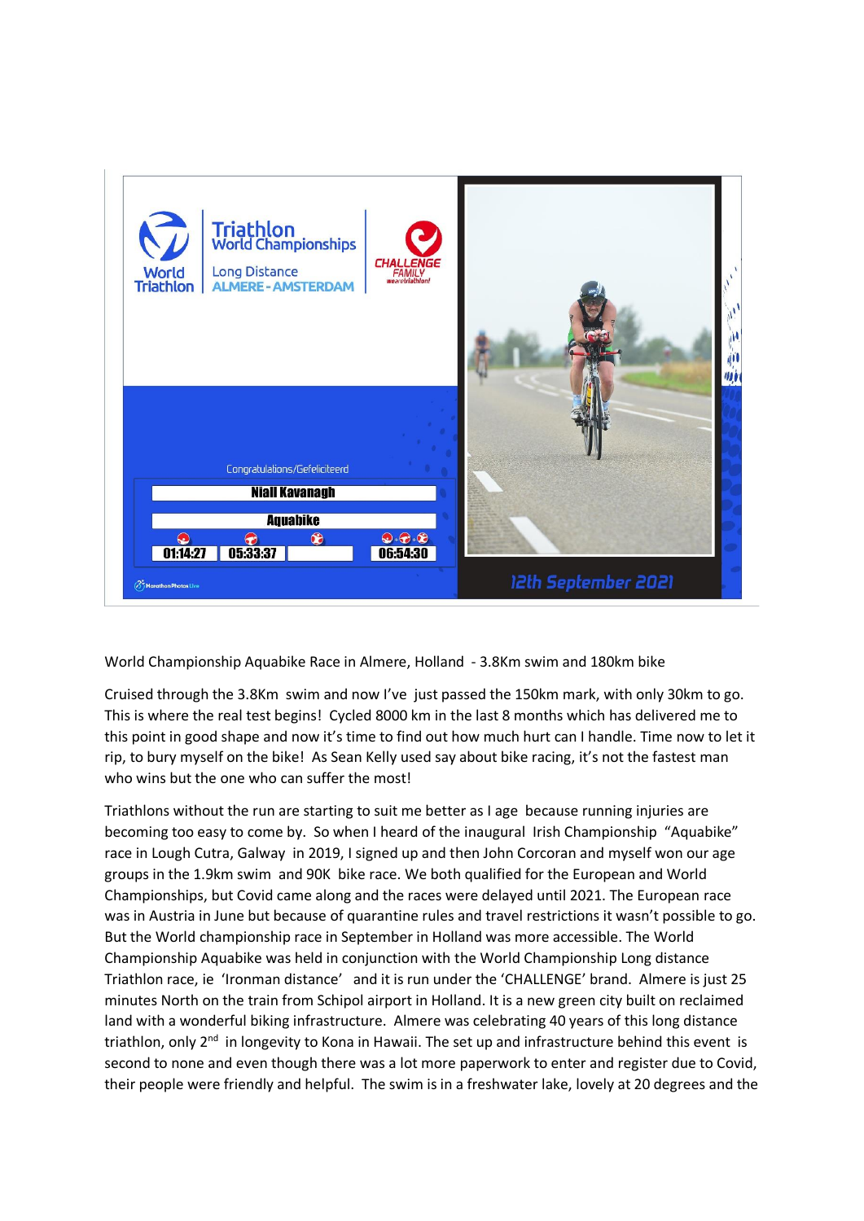Triathlon World Championships

Long Distance

ALMERE - AMSTERDAM

Congratulations/Gefeliciteerd

**Niall Kavanagh**

**Aquabike**

| Swim | Bike | Run | Total |
|---|---|---|---|
| 01:14:27 | 05:33:37 | | 06:54:30 |

12th September 2021

World Championship Aquabike Race in Almere, Holland - 3.8Km swim and 180km bike

Cruised through the 3.8Km swim and now I've just passed the 150km mark, with only 30km to go. This is where the real test begins! Cycled 8000 km in the last 8 months which has delivered me to this point in good shape and now it's time to find out how much hurt can I handle. Time now to let it rip, to bury myself on the bike! As Sean Kelly used say about bike racing, it's not the fastest man who wins but the one who can suffer the most!

Triathlons without the run are starting to suit me better as I age because running injuries are becoming too easy to come by. So when I heard of the inaugural Irish Championship "Aquabike" race in Lough Cutra, Galway in 2019, I signed up and then John Corcoran and myself won our age groups in the 1.9km swim and 90K bike race. We both qualified for the European and World Championships, but Covid came along and the races were delayed until 2021. The European race was in Austria in June but because of quarantine rules and travel restrictions it wasn't possible to go. But the World championship race in September in Holland was more accessible. The World Championship Aquabike was held in conjunction with the World Championship Long distance Triathlon race, ie 'Ironman distance' and it is run under the 'CHALLENGE' brand. Almere is just 25 minutes North on the train from Schipol airport in Holland. It is a new green city built on reclaimed land with a wonderful biking infrastructure. Almere was celebrating 40 years of this long distance triathlon, only 2nd in longevity to Kona in Hawaii. The set up and infrastructure behind this event is second to none and even though there was a lot more paperwork to enter and register due to Covid, their people were friendly and helpful. The swim is in a freshwater lake, lovely at 20 degrees and the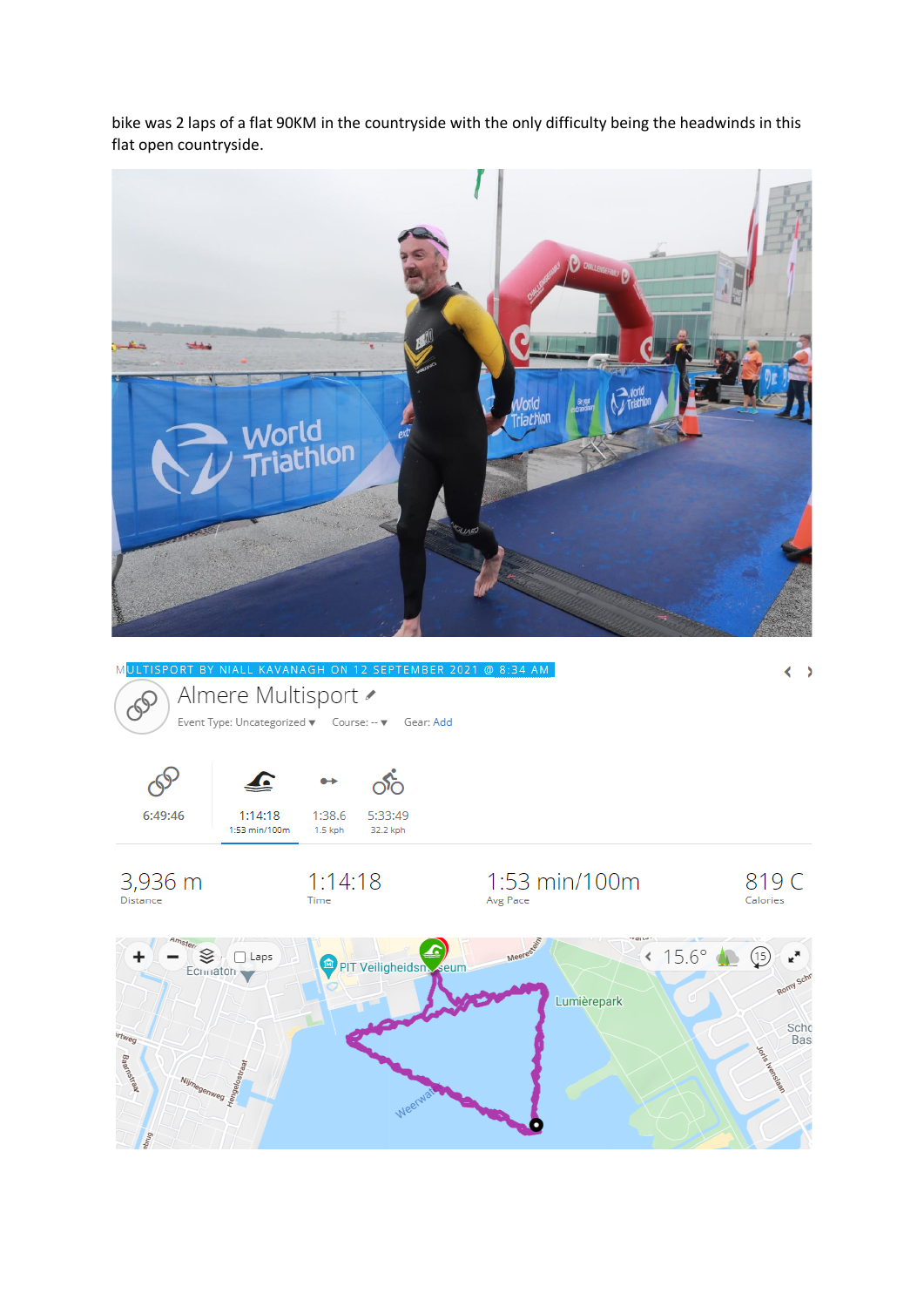bike was 2 laps of a flat 90KM in the countryside with the only difficulty being the headwinds in this flat open countryside.

MULTISPORT BY NIALL KAVANAGH ON 12 SEPTEMBER 2021 @ 8:34 AM

Almere Multisport

Event Type: Uncategorized ▾ Course: -- ▾ Gear: Add

6:49:46

1:14:18
1:53 min/100m

1:38.6
1.5 kph

5:33:49
32.2 kph

3,936 m
Distance

1:14:18
Time

1:53 min/100m
Avg Pace

819 C
Calories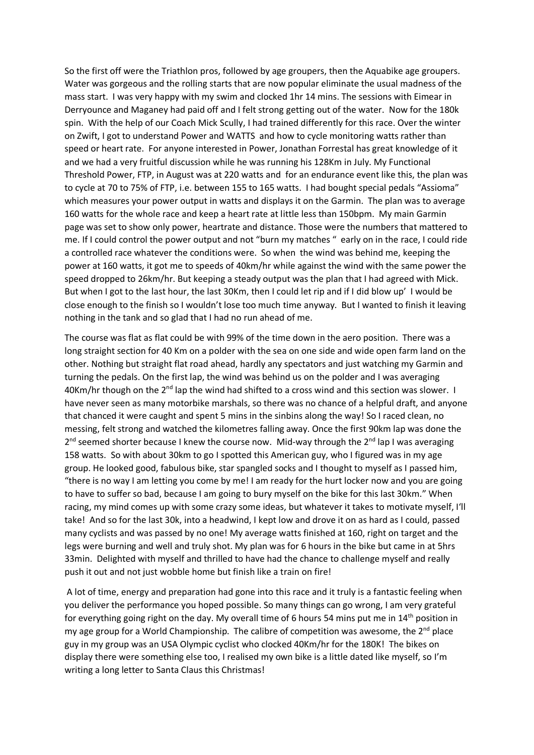So the first off were the Triathlon pros, followed by age groupers, then the Aquabike age groupers. Water was gorgeous and the rolling starts that are now popular eliminate the usual madness of the mass start. I was very happy with my swim and clocked 1hr 14 mins. The sessions with Eimear in Derryounce and Maganey had paid off and I felt strong getting out of the water. Now for the 180k spin. With the help of our Coach Mick Scully, I had trained differently for this race. Over the winter on Zwift, I got to understand Power and WATTS and how to cycle monitoring watts rather than speed or heart rate. For anyone interested in Power, Jonathan Forrestal has great knowledge of it and we had a very fruitful discussion while he was running his 128Km in July. My Functional Threshold Power, FTP, in August was at 220 watts and for an endurance event like this, the plan was to cycle at 70 to 75% of FTP, i.e. between 155 to 165 watts. I had bought special pedals "Assioma" which measures your power output in watts and displays it on the Garmin. The plan was to average 160 watts for the whole race and keep a heart rate at little less than 150bpm. My main Garmin page was set to show only power, heartrate and distance. Those were the numbers that mattered to me. If I could control the power output and not "burn my matches " early on in the race, I could ride a controlled race whatever the conditions were. So when the wind was behind me, keeping the power at 160 watts, it got me to speeds of 40km/hr while against the wind with the same power the speed dropped to 26km/hr. But keeping a steady output was the plan that I had agreed with Mick. But when I got to the last hour, the last 30Km, then I could let rip and if I did blow up' I would be close enough to the finish so I wouldn't lose too much time anyway. But I wanted to finish it leaving nothing in the tank and so glad that I had no run ahead of me.

The course was flat as flat could be with 99% of the time down in the aero position. There was a long straight section for 40 Km on a polder with the sea on one side and wide open farm land on the other. Nothing but straight flat road ahead, hardly any spectators and just watching my Garmin and turning the pedals. On the first lap, the wind was behind us on the polder and I was averaging 40Km/hr though on the 2nd lap the wind had shifted to a cross wind and this section was slower. I have never seen as many motorbike marshals, so there was no chance of a helpful draft, and anyone that chanced it were caught and spent 5 mins in the sinbins along the way! So I raced clean, no messing, felt strong and watched the kilometres falling away. Once the first 90km lap was done the 2nd seemed shorter because I knew the course now. Mid-way through the 2nd lap I was averaging 158 watts. So with about 30km to go I spotted this American guy, who I figured was in my age group. He looked good, fabulous bike, star spangled socks and I thought to myself as I passed him, "there is no way I am letting you come by me! I am ready for the hurt locker now and you are going to have to suffer so bad, because I am going to bury myself on the bike for this last 30km." When racing, my mind comes up with some crazy some ideas, but whatever it takes to motivate myself, I'll take! And so for the last 30k, into a headwind, I kept low and drove it on as hard as I could, passed many cyclists and was passed by no one! My average watts finished at 160, right on target and the legs were burning and well and truly shot. My plan was for 6 hours in the bike but came in at 5hrs 33min. Delighted with myself and thrilled to have had the chance to challenge myself and really push it out and not just wobble home but finish like a train on fire!

A lot of time, energy and preparation had gone into this race and it truly is a fantastic feeling when you deliver the performance you hoped possible. So many things can go wrong, I am very grateful for everything going right on the day. My overall time of 6 hours 54 mins put me in 14th position in my age group for a World Championship. The calibre of competition was awesome, the 2nd place guy in my group was an USA Olympic cyclist who clocked 40Km/hr for the 180K! The bikes on display there were something else too, I realised my own bike is a little dated like myself, so I'm writing a long letter to Santa Claus this Christmas!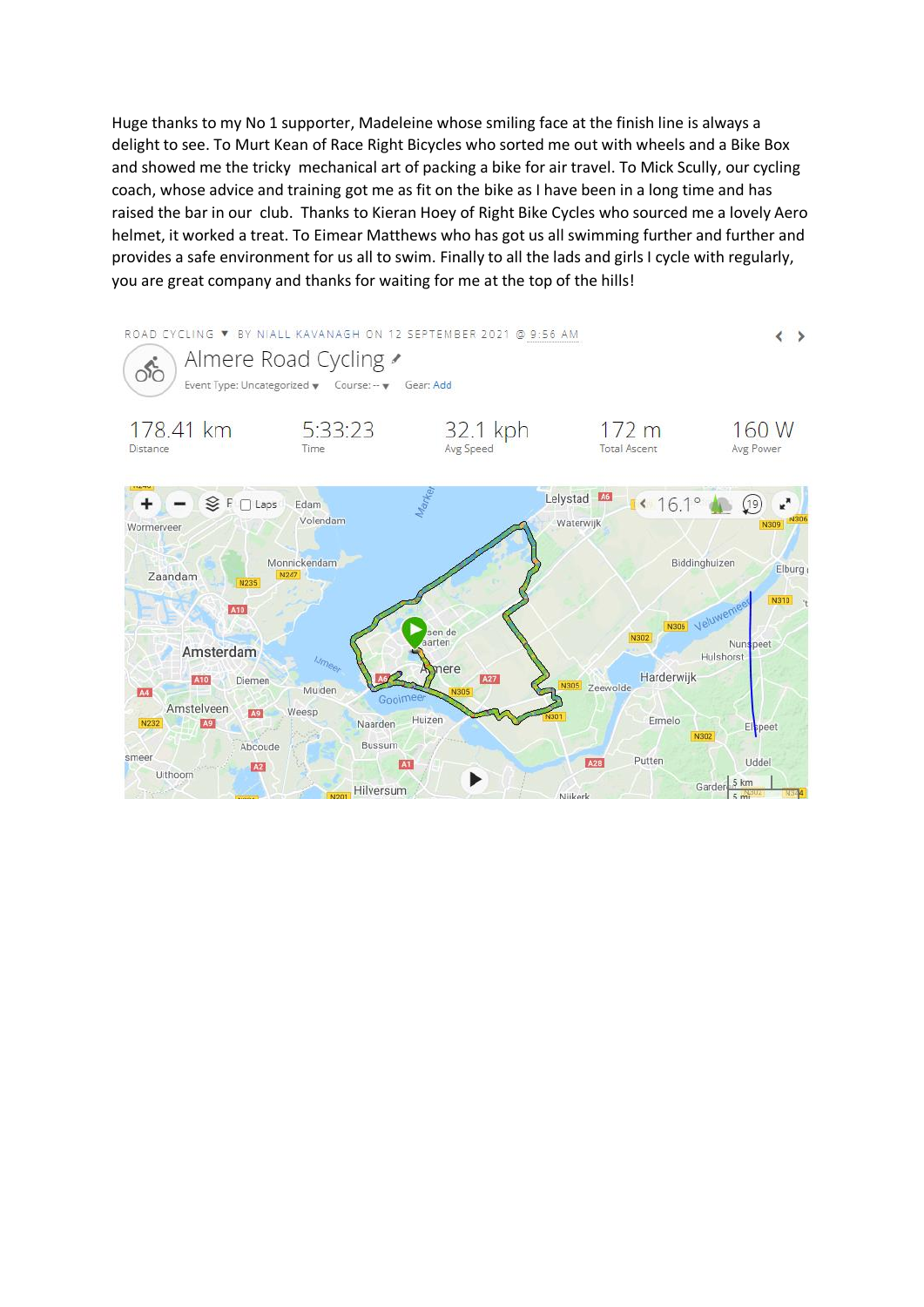Huge thanks to my No 1 supporter, Madeleine whose smiling face at the finish line is always a delight to see. To Murt Kean of Race Right Bicycles who sorted me out with wheels and a Bike Box and showed me the tricky mechanical art of packing a bike for air travel. To Mick Scully, our cycling coach, whose advice and training got me as fit on the bike as I have been in a long time and has raised the bar in our club. Thanks to Kieran Hoey of Right Bike Cycles who sourced me a lovely Aero helmet, it worked a treat. To Eimear Matthews who has got us all swimming further and further and provides a safe environment for us all to swim. Finally to all the lads and girls I cycle with regularly, you are great company and thanks for waiting for me at the top of the hills!

ROAD CYCLING ▼ BY NIALL KAVANAGH ON 12 SEPTEMBER 2021 @ 9:56 AM

Almere Road Cycling

Event Type: Uncategorized ▼ Course: -- ▼ Gear: Add

| Distance | Time | Avg Speed | Total Ascent | Avg Power |
| --- | --- | --- | --- | --- |
| 178.41 km | 5:33:23 | 32.1 kph | 172 m | 160 W |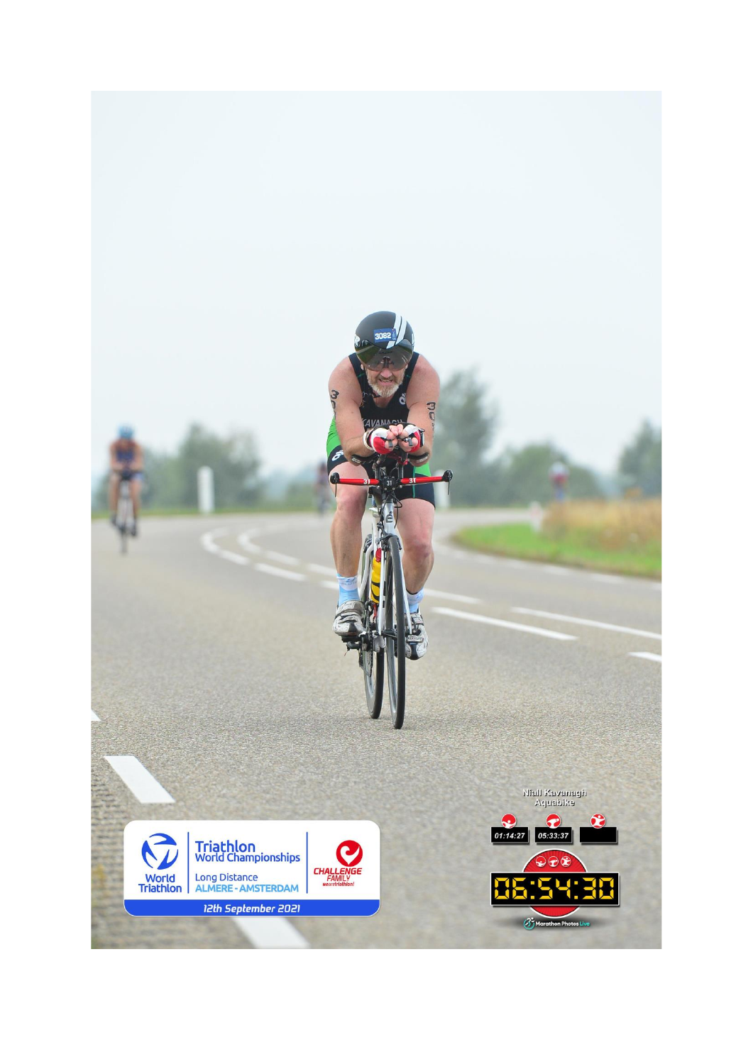Triathlon World Championships

Long Distance ALMERE - AMSTERDAM

CHALLENGE FAMILY

12th September 2021

Niall Kavanagh

Aquabike

01:14:27 05:33:37

06:54:30

Marathon Photos Live